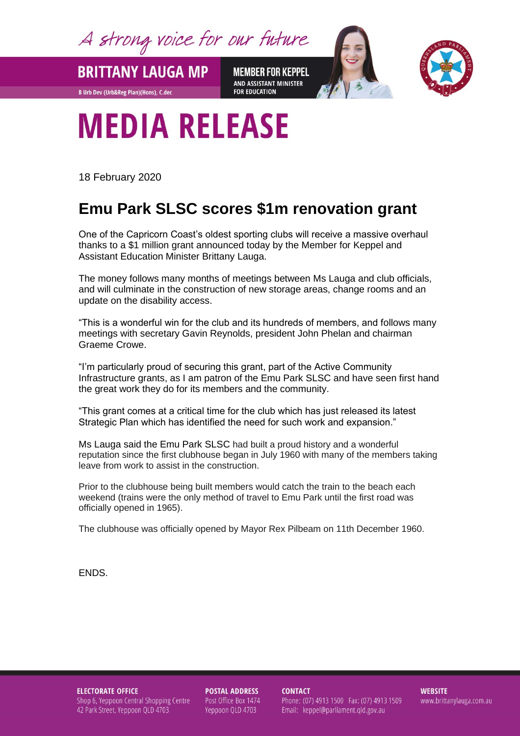A strong voice for our future

**BRITTANY LAUGA MP**

B Urb Dev (Urb&Reg Plan)(Hons), C.dec

**MEMBER FOR KEPPEL**
AND ASSISTANT MINISTER FOR EDUCATION

# MEDIA RELEASE

18 February 2020

## Emu Park SLSC scores $1m renovation grant

One of the Capricorn Coast's oldest sporting clubs will receive a massive overhaul thanks to a $1 million grant announced today by the Member for Keppel and Assistant Education Minister Brittany Lauga.

The money follows many months of meetings between Ms Lauga and club officials, and will culminate in the construction of new storage areas, change rooms and an update on the disability access.

"This is a wonderful win for the club and its hundreds of members, and follows many meetings with secretary Gavin Reynolds, president John Phelan and chairman Graeme Crowe.

"I'm particularly proud of securing this grant, part of the Active Community Infrastructure grants, as I am patron of the Emu Park SLSC and have seen first hand the great work they do for its members and the community.

"This grant comes at a critical time for the club which has just released its latest Strategic Plan which has identified the need for such work and expansion."

Ms Lauga said the Emu Park SLSC had built a proud history and a wonderful reputation since the first clubhouse began in July 1960 with many of the members taking leave from work to assist in the construction.

Prior to the clubhouse being built members would catch the train to the beach each weekend (trains were the only method of travel to Emu Park until the first road was officially opened in 1965).

The clubhouse was officially opened by Mayor Rex Pilbeam on 11th December 1960.

ENDS.

**ELECTORATE OFFICE**
Shop 6, Yeppoon Central Shopping Centre
42 Park Street, Yeppoon QLD 4703

**POSTAL ADDRESS**
Post Office Box 1474
Yeppoon QLD 4703

**CONTACT**
Phone: (07) 4913 1500 Fax: (07) 4913 1509
Email: keppel@parliament.qld.gov.au

**WEBSITE**
www.brittanylauga.com.au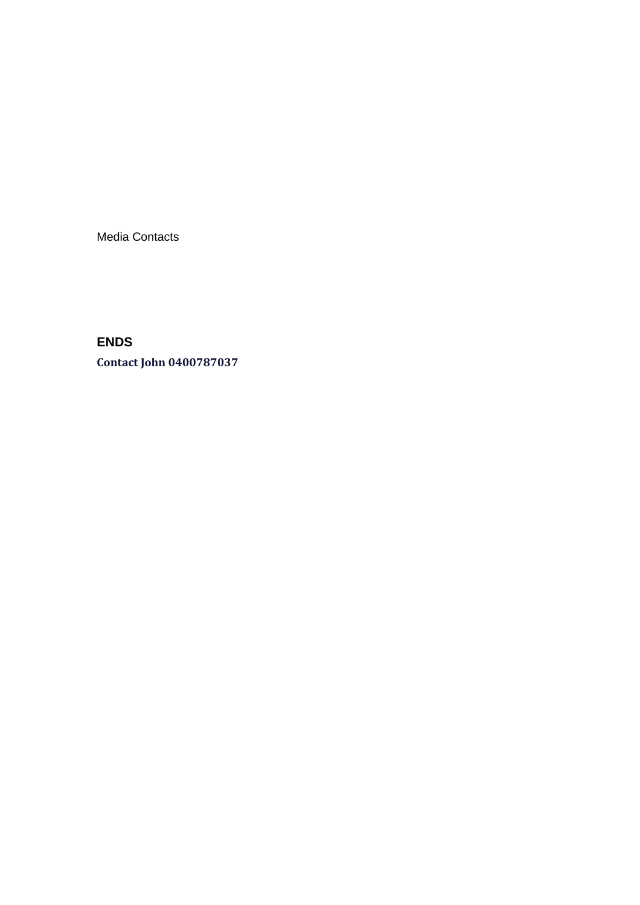Media Contacts

**ENDS**

**Contact John 0400787037**